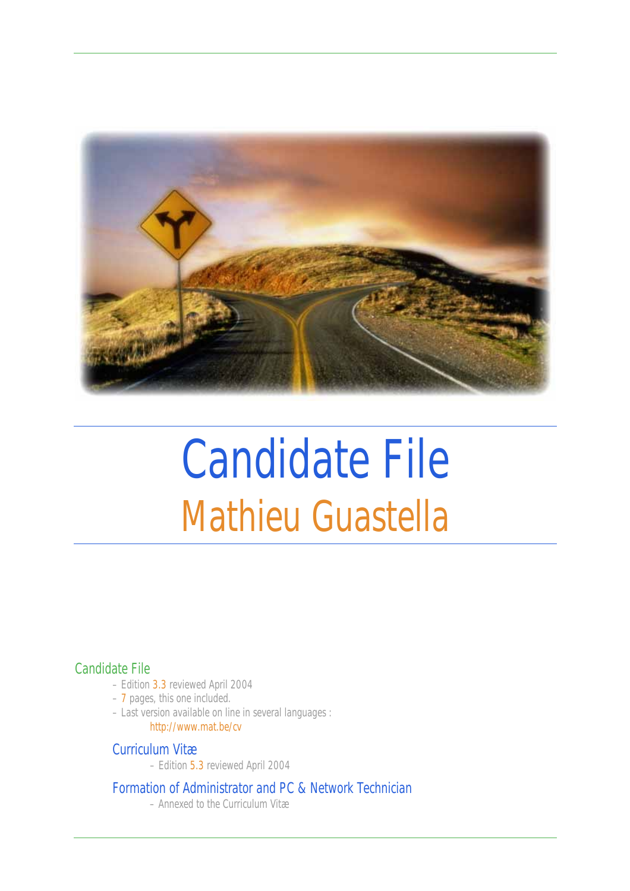# Candidate File

## Mathieu Guastella

### Candidate File

- Edition 3.3 reviewed April 2004
- 7 pages, this one included.
- Last version available on line in several languages :
  http://www.mat.be/cv

#### Curriculum Vitæ

- Edition 5.3 reviewed April 2004

#### Formation of Administrator and PC & Network Technician

- Annexed to the Curriculum Vitæ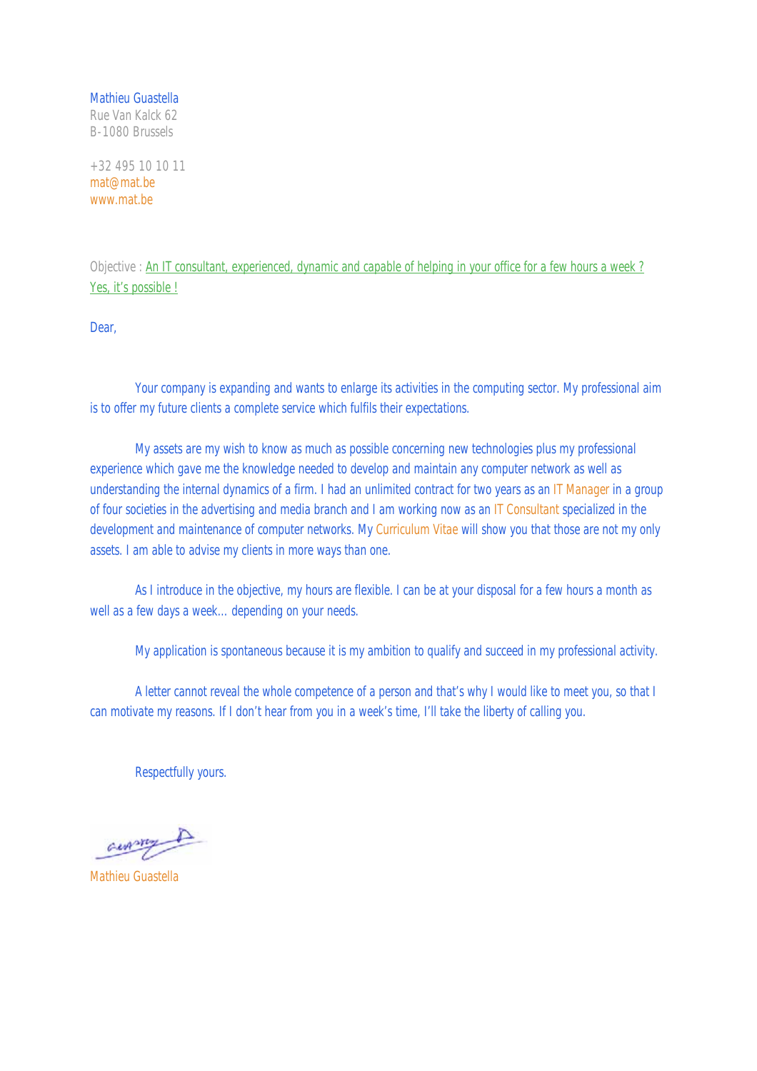Mathieu Guastella
Rue Van Kalck 62
B-1080 Brussels

+32 495 10 10 11
mat@mat.be
www.mat.be

Objective : An IT consultant, experienced, dynamic and capable of helping in your office for a few hours a week ? Yes, it's possible !

Dear,

Your company is expanding and wants to enlarge its activities in the computing sector. My professional aim is to offer my future clients a complete service which fulfils their expectations.

My assets are my wish to know as much as possible concerning new technologies plus my professional experience which gave me the knowledge needed to develop and maintain any computer network as well as understanding the internal dynamics of a firm. I had an unlimited contract for two years as an IT Manager in a group of four societies in the advertising and media branch and I am working now as an IT Consultant specialized in the development and maintenance of computer networks. My Curriculum Vitae will show you that those are not my only assets. I am able to advise my clients in more ways than one.

As I introduce in the objective, my hours are flexible. I can be at your disposal for a few hours a month as well as a few days a week… depending on your needs.

My application is spontaneous because it is my ambition to qualify and succeed in my professional activity.

A letter cannot reveal the whole competence of a person and that's why I would like to meet you, so that I can motivate my reasons. If I don't hear from you in a week's time, I'll take the liberty of calling you.

Respectfully yours.

Mathieu Guastella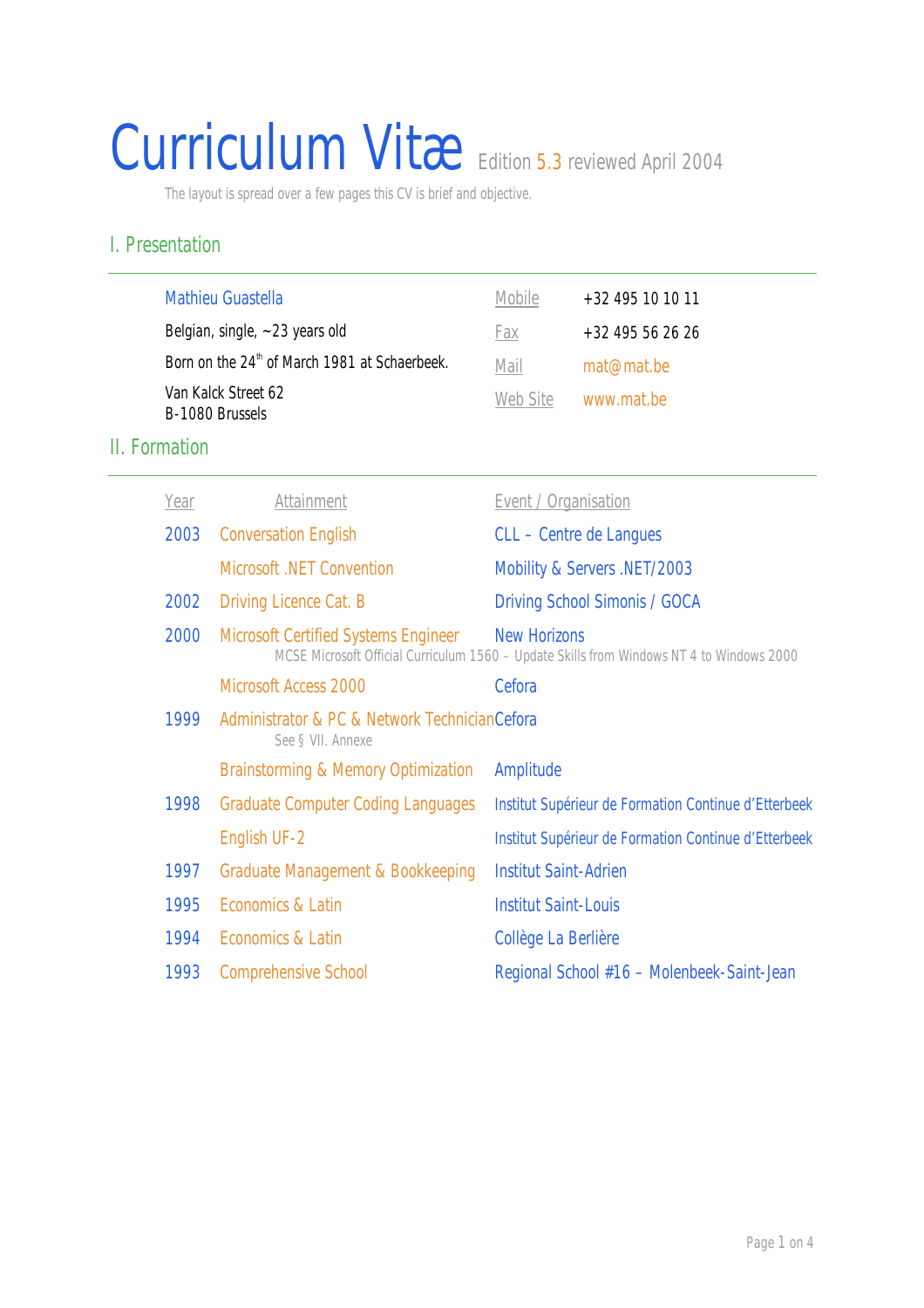# Curriculum Vitæ Edition 5.3 reviewed April 2004

The layout is spread over a few pages this CV is brief and objective.

## I. Presentation

| | | |
|---|---|---|
| Mathieu Guastella | Mobile | +32 495 10 10 11 |
| Belgian, single, ~23 years old | Fax | +32 495 56 26 26 |
| Born on the 24th of March 1981 at Schaerbeek. | Mail | mat@mat.be |
| Van Kalck Street 62<br>B-1080 Brussels | Web Site | www.mat.be |

## II. Formation

| Year | Attainment | Event / Organisation |
|---|---|---|
| 2003 | Conversation English | CLL – Centre de Langues |
| | Microsoft .NET Convention | Mobility & Servers .NET/2003 |
| 2002 | Driving Licence Cat. B | Driving School Simonis / GOCA |
| 2000 | Microsoft Certified Systems Engineer<br>MCSE Microsoft Official Curriculum 1560 – Update Skills from Windows NT 4 to Windows 2000 | New Horizons |
| | Microsoft Access 2000 | Cefora |
| 1999 | Administrator & PC & Network Technician<br>See § VII. Annexe | Cefora |
| | Brainstorming & Memory Optimization | Amplitude |
| 1998 | Graduate Computer Coding Languages | Institut Supérieur de Formation Continue d'Etterbeek |
| | English UF-2 | Institut Supérieur de Formation Continue d'Etterbeek |
| 1997 | Graduate Management & Bookkeeping | Institut Saint-Adrien |
| 1995 | Economics & Latin | Institut Saint-Louis |
| 1994 | Economics & Latin | Collège La Berlière |
| 1993 | Comprehensive School | Regional School #16 – Molenbeek-Saint-Jean |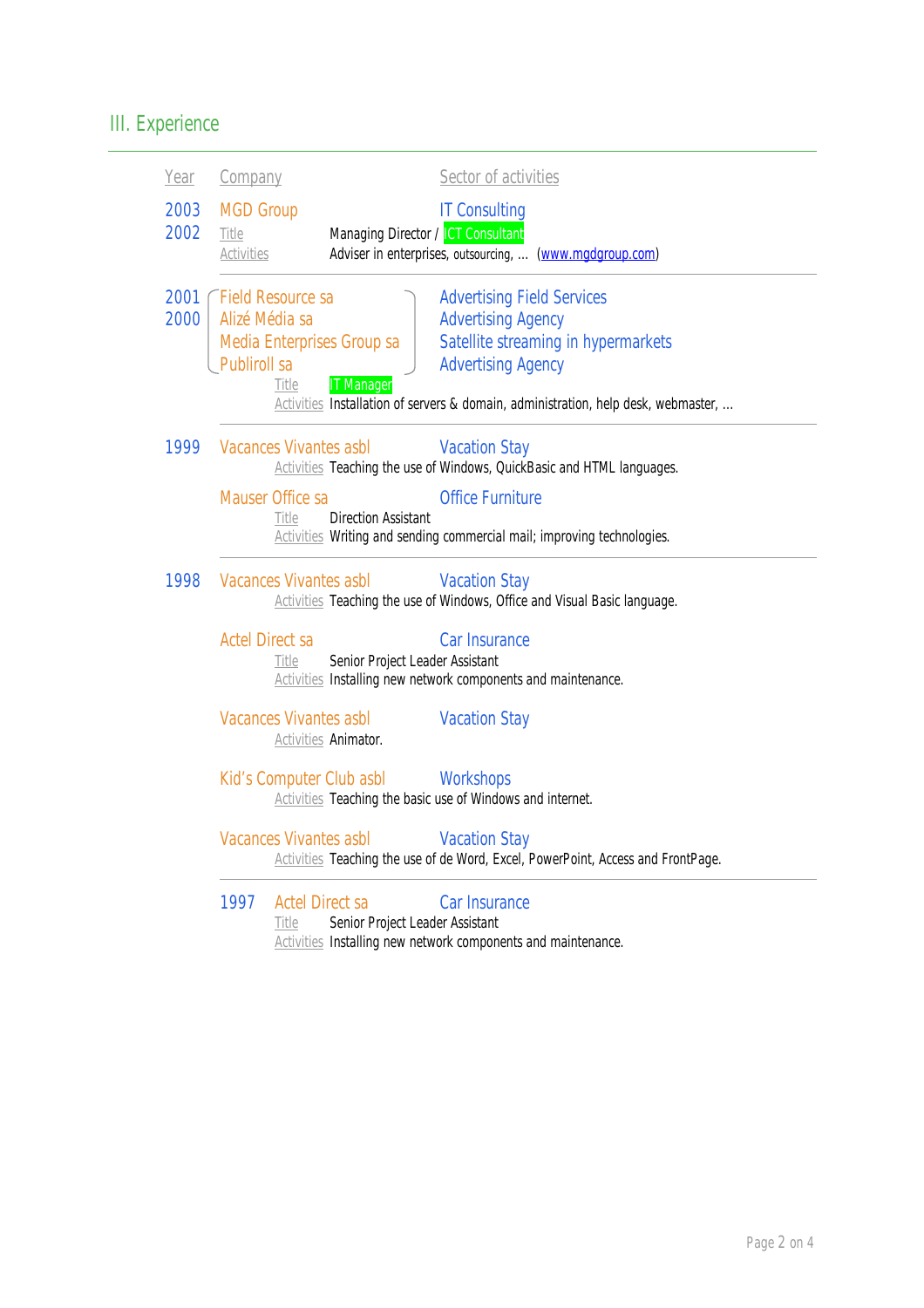## III. Experience

| Year | Company | Sector of activities |
|---|---|---|
| 2003<br>2002 | MGD Group | IT Consulting |
| | Title | Managing Director / ICT Consultant |
| | Activities | Adviser in enterprises, outsourcing, … (www.mgdgroup.com) |

| Year | Company | Sector of activities |
|---|---|---|
| 2001<br>2000 | Field Resource sa | Advertising Field Services |
| | Alizé Média sa | Advertising Agency |
| | Media Enterprises Group sa | Satellite streaming in hypermarkets |
| | Publiroll sa | Advertising Agency |
| | Title | IT Manager |
| | Activities | Installation of servers & domain, administration, help desk, webmaster, … |

**1999**

Vacances Vivantes asbl — Vacation Stay
- Activities: Teaching the use of Windows, QuickBasic and HTML languages.

Mauser Office sa — Office Furniture
- Title: Direction Assistant
- Activities: Writing and sending commercial mail; improving technologies.

**1998**

Vacances Vivantes asbl — Vacation Stay
- Activities: Teaching the use of Windows, Office and Visual Basic language.

Actel Direct sa — Car Insurance
- Title: Senior Project Leader Assistant
- Activities: Installing new network components and maintenance.

Vacances Vivantes asbl — Vacation Stay
- Activities: Animator.

Kid's Computer Club asbl — Workshops
- Activities: Teaching the basic use of Windows and internet.

Vacances Vivantes asbl — Vacation Stay
- Activities: Teaching the use of de Word, Excel, PowerPoint, Access and FrontPage.

**1997**

Actel Direct sa — Car Insurance
- Title: Senior Project Leader Assistant
- Activities: Installing new network components and maintenance.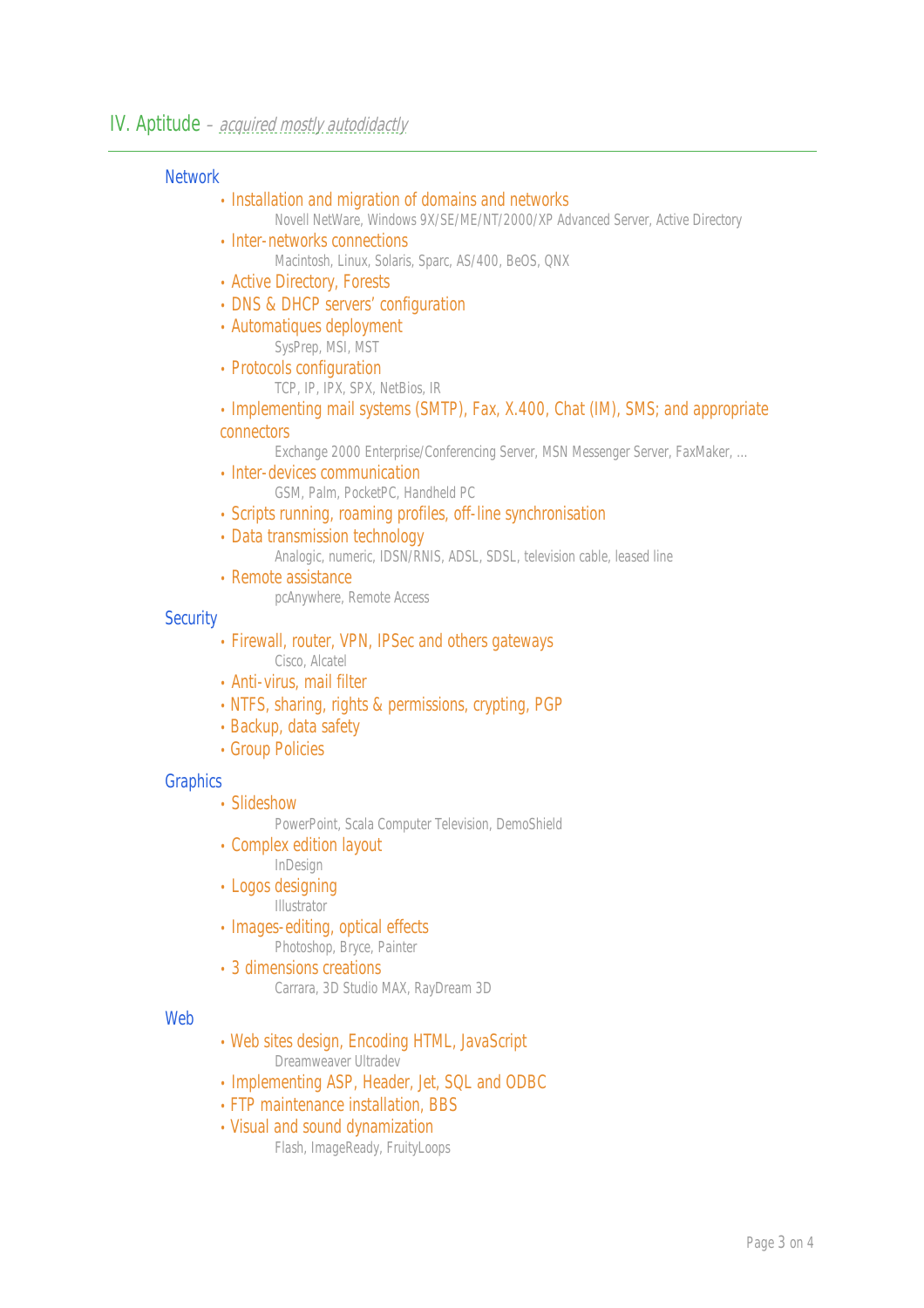## IV. Aptitude – *acquired mostly autodidactly*

---

### Network

- Installation and migration of domains and networks
  - Novell NetWare, Windows 9X/SE/ME/NT/2000/XP Advanced Server, Active Directory
- Inter-networks connections
  - Macintosh, Linux, Solaris, Sparc, AS/400, BeOS, QNX
- Active Directory, Forests
- DNS & DHCP servers' configuration
- Automatiques deployment
  - SysPrep, MSI, MST
- Protocols configuration
  - TCP, IP, IPX, SPX, NetBios, IR
- Implementing mail systems (SMTP), Fax, X.400, Chat (IM), SMS; and appropriate connectors
  - Exchange 2000 Enterprise/Conferencing Server, MSN Messenger Server, FaxMaker, …
- Inter-devices communication
  - GSM, Palm, PocketPC, Handheld PC
- Scripts running, roaming profiles, off-line synchronisation
- Data transmission technology
  - Analogic, numeric, IDSN/RNIS, ADSL, SDSL, television cable, leased line
- Remote assistance
  - pcAnywhere, Remote Access

### Security

- Firewall, router, VPN, IPSec and others gateways
  - Cisco, Alcatel
- Anti-virus, mail filter
- NTFS, sharing, rights & permissions, crypting, PGP
- Backup, data safety
- Group Policies

### Graphics

- Slideshow
  - PowerPoint, Scala Computer Television, DemoShield
- Complex edition layout
  - InDesign
- Logos designing
  - Illustrator
- Images-editing, optical effects
  - Photoshop, Bryce, Painter
- 3 dimensions creations
  - Carrara, 3D Studio MAX, RayDream 3D

### Web

- Web sites design, Encoding HTML, JavaScript
  - Dreamweaver Ultradev
- Implementing ASP, Header, Jet, SQL and ODBC
- FTP maintenance installation, BBS
- Visual and sound dynamization
  - Flash, ImageReady, FruityLoops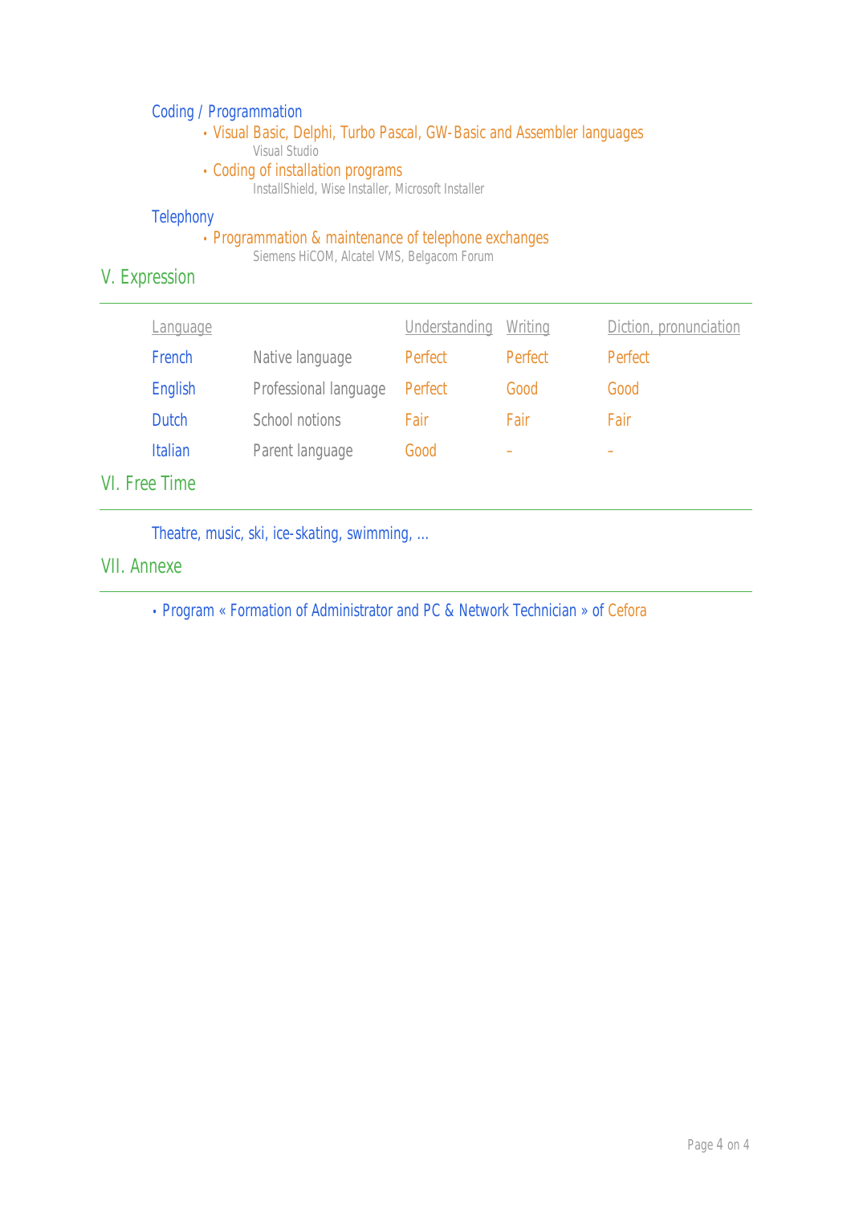### Coding / Programmation

- Visual Basic, Delphi, Turbo Pascal, GW-Basic and Assembler languages
  Visual Studio
- Coding of installation programs
  InstallShield, Wise Installer, Microsoft Installer

### Telephony

- Programmation & maintenance of telephone exchanges
  Siemens HiCOM, Alcatel VMS, Belgacom Forum

## V. Expression

| Language | | Understanding | Writing | Diction, pronunciation |
|---|---|---|---|---|
| French | Native language | Perfect | Perfect | Perfect |
| English | Professional language | Perfect | Good | Good |
| Dutch | School notions | Fair | Fair | Fair |
| Italian | Parent language | Good | - | - |

## VI. Free Time

Theatre, music, ski, ice-skating, swimming, ...

## VII. Annexe

- Program « Formation of Administrator and PC & Network Technician » of Cefora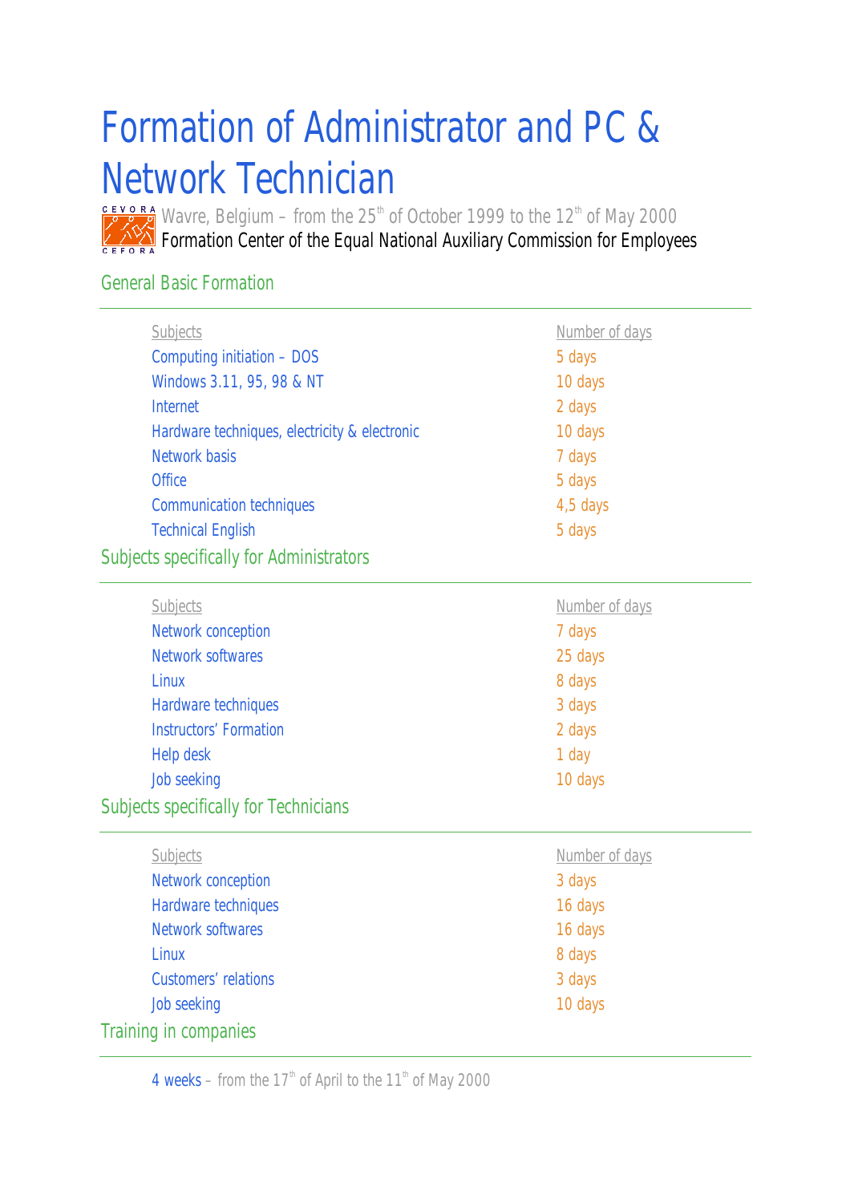# Formation of Administrator and PC & Network Technician

CEVORA CEFORA

Wavre, Belgium – from the 25th of October 1999 to the 12th of May 2000

Formation Center of the Equal National Auxiliary Commission for Employees

## General Basic Formation

| Subjects | Number of days |
|---|---|
| Computing initiation – DOS | 5 days |
| Windows 3.11, 95, 98 & NT | 10 days |
| Internet | 2 days |
| Hardware techniques, electricity & electronic | 10 days |
| Network basis | 7 days |
| Office | 5 days |
| Communication techniques | 4,5 days |
| Technical English | 5 days |

## Subjects specifically for Administrators

| Subjects | Number of days |
|---|---|
| Network conception | 7 days |
| Network softwares | 25 days |
| Linux | 8 days |
| Hardware techniques | 3 days |
| Instructors' Formation | 2 days |
| Help desk | 1 day |
| Job seeking | 10 days |

## Subjects specifically for Technicians

| Subjects | Number of days |
|---|---|
| Network conception | 3 days |
| Hardware techniques | 16 days |
| Network softwares | 16 days |
| Linux | 8 days |
| Customers' relations | 3 days |
| Job seeking | 10 days |

## Training in companies

4 weeks – from the 17th of April to the 11th of May 2000